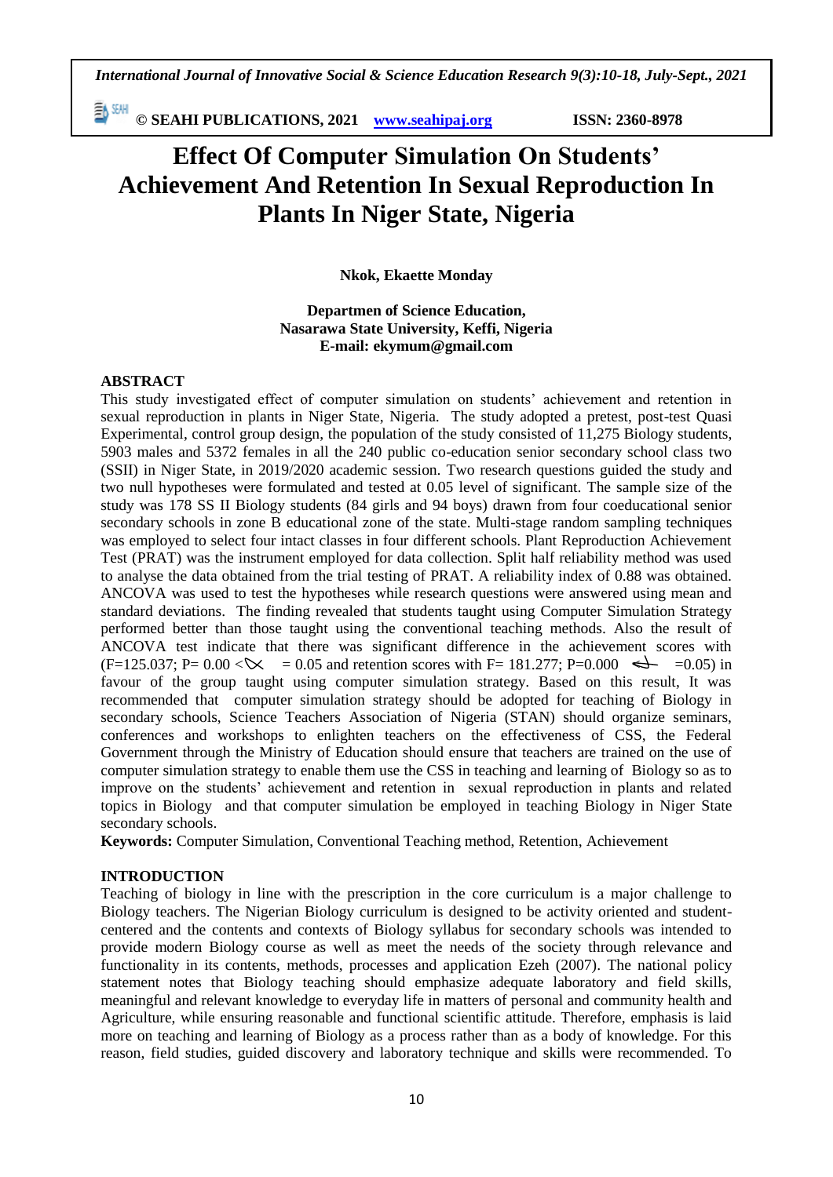# Effect Of Computer Simulation On Students' Achievement And Retention In Sexual Reproduction In Plants In Niger State, Nigeria

**Nkok, Ekaette Monday**

**Departmen of Science Education,**
**Nasarawa State University, Keffi, Nigeria**
**E-mail: ekymum@gmail.com**

## ABSTRACT

This study investigated effect of computer simulation on students' achievement and retention in sexual reproduction in plants in Niger State, Nigeria. The study adopted a pretest, post-test Quasi Experimental, control group design, the population of the study consisted of 11,275 Biology students, 5903 males and 5372 females in all the 240 public co-education senior secondary school class two (SSII) in Niger State, in 2019/2020 academic session. Two research questions guided the study and two null hypotheses were formulated and tested at 0.05 level of significant. The sample size of the study was 178 SS II Biology students (84 girls and 94 boys) drawn from four coeducational senior secondary schools in zone B educational zone of the state. Multi-stage random sampling techniques was employed to select four intact classes in four different schools. Plant Reproduction Achievement Test (PRAT) was the instrument employed for data collection. Split half reliability method was used to analyse the data obtained from the trial testing of PRAT. A reliability index of 0.88 was obtained. ANCOVA was used to test the hypotheses while research questions were answered using mean and standard deviations. The finding revealed that students taught using Computer Simulation Strategy performed better than those taught using the conventional teaching methods. Also the result of ANCOVA test indicate that there was significant difference in the achievement scores with (F=125.037; P= 0.00 < $\alpha$ = 0.05 and retention scores with F= 181.277; P=0.000 < $\alpha$ =0.05) in favour of the group taught using computer simulation strategy. Based on this result, It was recommended that computer simulation strategy should be adopted for teaching of Biology in secondary schools, Science Teachers Association of Nigeria (STAN) should organize seminars, conferences and workshops to enlighten teachers on the effectiveness of CSS, the Federal Government through the Ministry of Education should ensure that teachers are trained on the use of computer simulation strategy to enable them use the CSS in teaching and learning of Biology so as to improve on the students' achievement and retention in sexual reproduction in plants and related topics in Biology and that computer simulation be employed in teaching Biology in Niger State secondary schools.

**Keywords:** Computer Simulation, Conventional Teaching method, Retention, Achievement

## INTRODUCTION

Teaching of biology in line with the prescription in the core curriculum is a major challenge to Biology teachers. The Nigerian Biology curriculum is designed to be activity oriented and student-centered and the contents and contexts of Biology syllabus for secondary schools was intended to provide modern Biology course as well as meet the needs of the society through relevance and functionality in its contents, methods, processes and application Ezeh (2007). The national policy statement notes that Biology teaching should emphasize adequate laboratory and field skills, meaningful and relevant knowledge to everyday life in matters of personal and community health and Agriculture, while ensuring reasonable and functional scientific attitude. Therefore, emphasis is laid more on teaching and learning of Biology as a process rather than as a body of knowledge. For this reason, field studies, guided discovery and laboratory technique and skills were recommended. To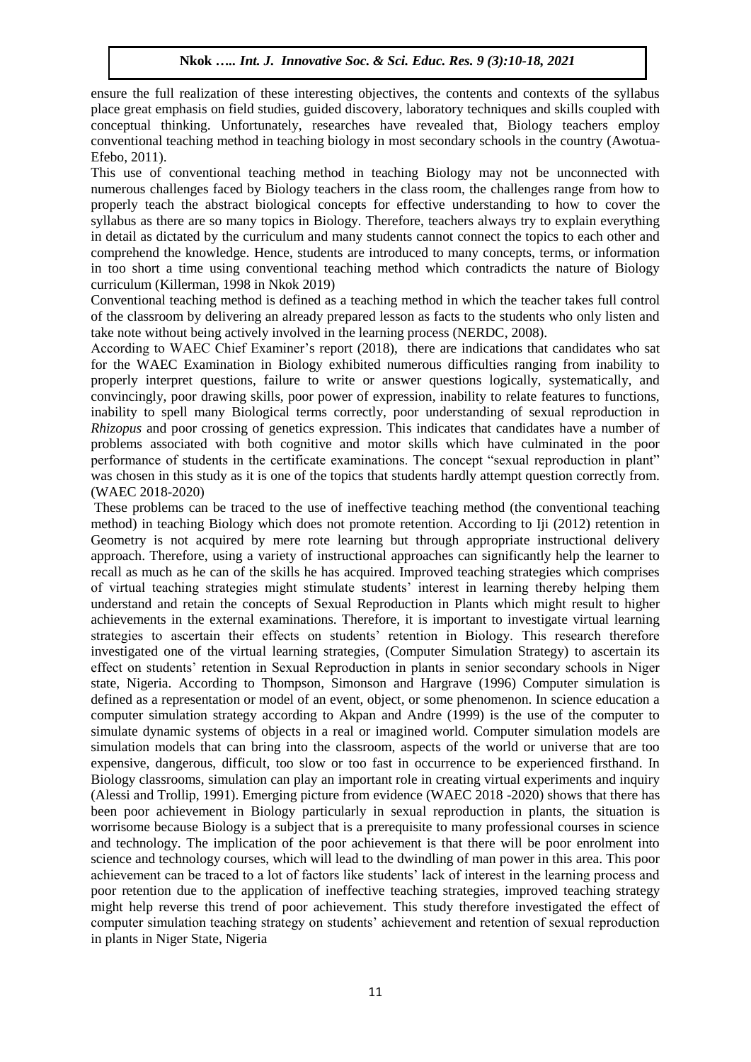ensure the full realization of these interesting objectives, the contents and contexts of the syllabus place great emphasis on field studies, guided discovery, laboratory techniques and skills coupled with conceptual thinking. Unfortunately, researches have revealed that, Biology teachers employ conventional teaching method in teaching biology in most secondary schools in the country (Awotua-Efebo, 2011).

This use of conventional teaching method in teaching Biology may not be unconnected with numerous challenges faced by Biology teachers in the class room, the challenges range from how to properly teach the abstract biological concepts for effective understanding to how to cover the syllabus as there are so many topics in Biology. Therefore, teachers always try to explain everything in detail as dictated by the curriculum and many students cannot connect the topics to each other and comprehend the knowledge. Hence, students are introduced to many concepts, terms, or information in too short a time using conventional teaching method which contradicts the nature of Biology curriculum (Killerman, 1998 in Nkok 2019)

Conventional teaching method is defined as a teaching method in which the teacher takes full control of the classroom by delivering an already prepared lesson as facts to the students who only listen and take note without being actively involved in the learning process (NERDC, 2008).

According to WAEC Chief Examiner's report (2018), there are indications that candidates who sat for the WAEC Examination in Biology exhibited numerous difficulties ranging from inability to properly interpret questions, failure to write or answer questions logically, systematically, and convincingly, poor drawing skills, poor power of expression, inability to relate features to functions, inability to spell many Biological terms correctly, poor understanding of sexual reproduction in *Rhizopus* and poor crossing of genetics expression. This indicates that candidates have a number of problems associated with both cognitive and motor skills which have culminated in the poor performance of students in the certificate examinations. The concept "sexual reproduction in plant" was chosen in this study as it is one of the topics that students hardly attempt question correctly from. (WAEC 2018-2020)

These problems can be traced to the use of ineffective teaching method (the conventional teaching method) in teaching Biology which does not promote retention. According to Iji (2012) retention in Geometry is not acquired by mere rote learning but through appropriate instructional delivery approach. Therefore, using a variety of instructional approaches can significantly help the learner to recall as much as he can of the skills he has acquired. Improved teaching strategies which comprises of virtual teaching strategies might stimulate students' interest in learning thereby helping them understand and retain the concepts of Sexual Reproduction in Plants which might result to higher achievements in the external examinations. Therefore, it is important to investigate virtual learning strategies to ascertain their effects on students' retention in Biology. This research therefore investigated one of the virtual learning strategies, (Computer Simulation Strategy) to ascertain its effect on students' retention in Sexual Reproduction in plants in senior secondary schools in Niger state, Nigeria. According to Thompson, Simonson and Hargrave (1996) Computer simulation is defined as a representation or model of an event, object, or some phenomenon. In science education a computer simulation strategy according to Akpan and Andre (1999) is the use of the computer to simulate dynamic systems of objects in a real or imagined world. Computer simulation models are simulation models that can bring into the classroom, aspects of the world or universe that are too expensive, dangerous, difficult, too slow or too fast in occurrence to be experienced firsthand. In Biology classrooms, simulation can play an important role in creating virtual experiments and inquiry (Alessi and Trollip, 1991). Emerging picture from evidence (WAEC 2018 -2020) shows that there has been poor achievement in Biology particularly in sexual reproduction in plants, the situation is worrisome because Biology is a subject that is a prerequisite to many professional courses in science and technology. The implication of the poor achievement is that there will be poor enrolment into science and technology courses, which will lead to the dwindling of man power in this area. This poor achievement can be traced to a lot of factors like students' lack of interest in the learning process and poor retention due to the application of ineffective teaching strategies, improved teaching strategy might help reverse this trend of poor achievement. This study therefore investigated the effect of computer simulation teaching strategy on students' achievement and retention of sexual reproduction in plants in Niger State, Nigeria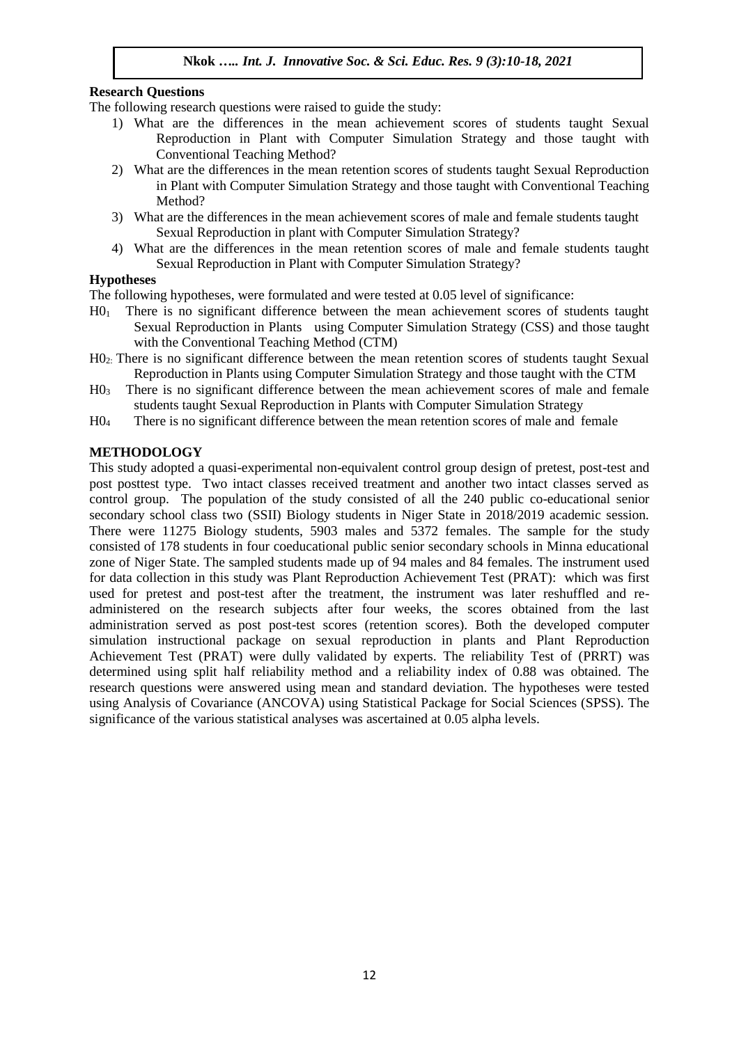**Research Questions**

The following research questions were raised to guide the study:

1) What are the differences in the mean achievement scores of students taught Sexual Reproduction in Plant with Computer Simulation Strategy and those taught with Conventional Teaching Method?
2) What are the differences in the mean retention scores of students taught Sexual Reproduction in Plant with Computer Simulation Strategy and those taught with Conventional Teaching Method?
3) What are the differences in the mean achievement scores of male and female students taught Sexual Reproduction in plant with Computer Simulation Strategy?
4) What are the differences in the mean retention scores of male and female students taught Sexual Reproduction in Plant with Computer Simulation Strategy?

**Hypotheses**

The following hypotheses, were formulated and were tested at 0.05 level of significance:

$H0_1$ There is no significant difference between the mean achievement scores of students taught Sexual Reproduction in Plants using Computer Simulation Strategy (CSS) and those taught with the Conventional Teaching Method (CTM)

$H0_2$: There is no significant difference between the mean retention scores of students taught Sexual Reproduction in Plants using Computer Simulation Strategy and those taught with the CTM

$H0_3$ There is no significant difference between the mean achievement scores of male and female students taught Sexual Reproduction in Plants with Computer Simulation Strategy

$H0_4$ There is no significant difference between the mean retention scores of male and female

**METHODOLOGY**

This study adopted a quasi-experimental non-equivalent control group design of pretest, post-test and post posttest type. Two intact classes received treatment and another two intact classes served as control group. The population of the study consisted of all the 240 public co-educational senior secondary school class two (SSII) Biology students in Niger State in 2018/2019 academic session. There were 11275 Biology students, 5903 males and 5372 females. The sample for the study consisted of 178 students in four coeducational public senior secondary schools in Minna educational zone of Niger State. The sampled students made up of 94 males and 84 females. The instrument used for data collection in this study was Plant Reproduction Achievement Test (PRAT): which was first used for pretest and post-test after the treatment, the instrument was later reshuffled and re-administered on the research subjects after four weeks, the scores obtained from the last administration served as post post-test scores (retention scores). Both the developed computer simulation instructional package on sexual reproduction in plants and Plant Reproduction Achievement Test (PRAT) were dully validated by experts. The reliability Test of (PRRT) was determined using split half reliability method and a reliability index of 0.88 was obtained. The research questions were answered using mean and standard deviation. The hypotheses were tested using Analysis of Covariance (ANCOVA) using Statistical Package for Social Sciences (SPSS). The significance of the various statistical analyses was ascertained at 0.05 alpha levels.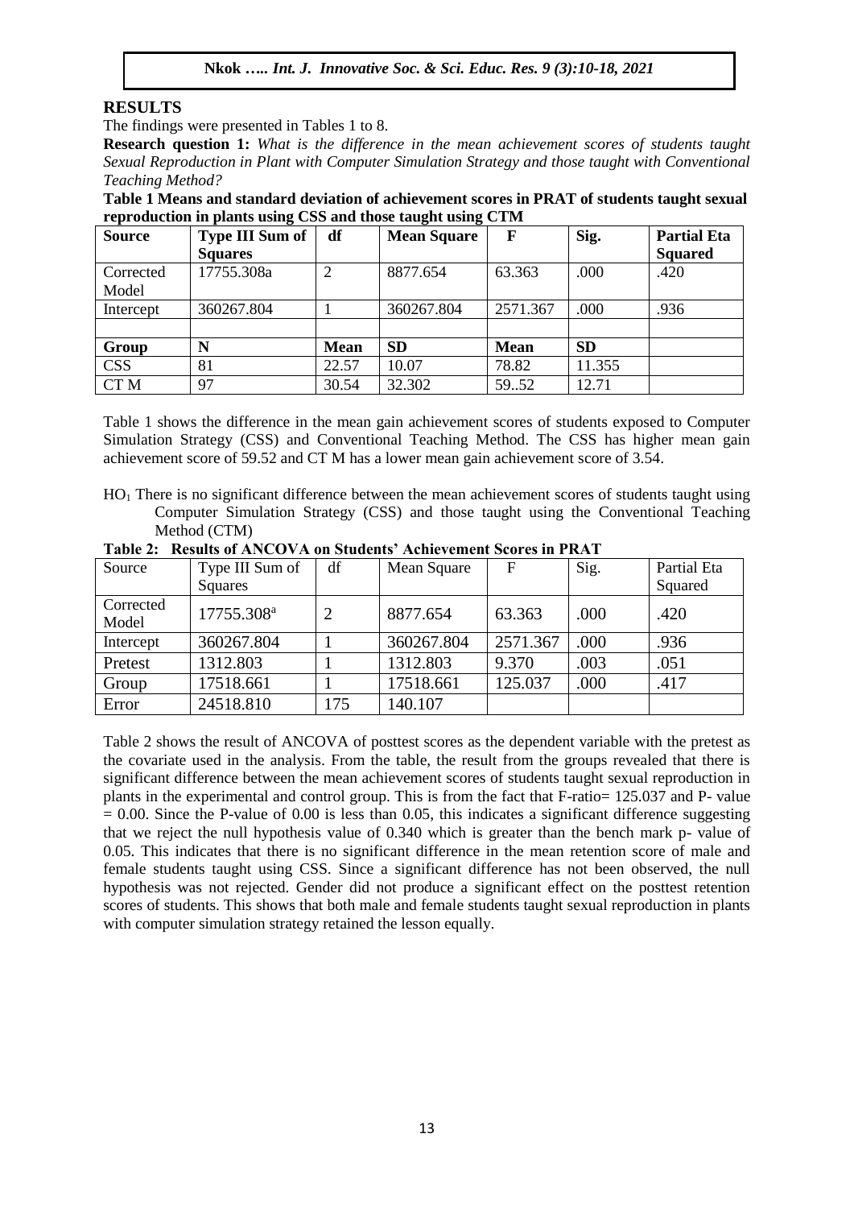## RESULTS

The findings were presented in Tables 1 to 8.

**Research question 1:** *What is the difference in the mean achievement scores of students taught Sexual Reproduction in Plant with Computer Simulation Strategy and those taught with Conventional Teaching Method?*

**Table 1 Means and standard deviation of achievement scores in PRAT of students taught sexual reproduction in plants using CSS and those taught using CTM**

| Source | Type III Sum of Squares | df | Mean Square | F | Sig. | Partial Eta Squared |
|---|---|---|---|---|---|---|
| Corrected Model | 17755.308a | 2 | 8877.654 | 63.363 | .000 | .420 |
| Intercept | 360267.804 | 1 | 360267.804 | 2571.367 | .000 | .936 |
| | | | | | | |
| **Group** | **N** | **Mean** | **SD** | **Mean** | **SD** | |
| CSS | 81 | 22.57 | 10.07 | 78.82 | 11.355 | |
| CT M | 97 | 30.54 | 32.302 | 59..52 | 12.71 | |

Table 1 shows the difference in the mean gain achievement scores of students exposed to Computer Simulation Strategy (CSS) and Conventional Teaching Method. The CSS has higher mean gain achievement score of 59.52 and CT M has a lower mean gain achievement score of 3.54.

$HO_1$ There is no significant difference between the mean achievement scores of students taught using Computer Simulation Strategy (CSS) and those taught using the Conventional Teaching Method (CTM)

**Table 2: Results of ANCOVA on Students' Achievement Scores in PRAT**

| Source | Type III Sum of Squares | df | Mean Square | F | Sig. | Partial Eta Squared |
|---|---|---|---|---|---|---|
| Corrected Model | 17755.308[a] | 2 | 8877.654 | 63.363 | .000 | .420 |
| Intercept | 360267.804 | 1 | 360267.804 | 2571.367 | .000 | .936 |
| Pretest | 1312.803 | 1 | 1312.803 | 9.370 | .003 | .051 |
| Group | 17518.661 | 1 | 17518.661 | 125.037 | .000 | .417 |
| Error | 24518.810 | 175 | 140.107 | | | |

Table 2 shows the result of ANCOVA of posttest scores as the dependent variable with the pretest as the covariate used in the analysis. From the table, the result from the groups revealed that there is significant difference between the mean achievement scores of students taught sexual reproduction in plants in the experimental and control group. This is from the fact that F-ratio= 125.037 and P- value = 0.00. Since the P-value of 0.00 is less than 0.05, this indicates a significant difference suggesting that we reject the null hypothesis value of 0.340 which is greater than the bench mark p- value of 0.05. This indicates that there is no significant difference in the mean retention score of male and female students taught using CSS. Since a significant difference has not been observed, the null hypothesis was not rejected. Gender did not produce a significant effect on the posttest retention scores of students. This shows that both male and female students taught sexual reproduction in plants with computer simulation strategy retained the lesson equally.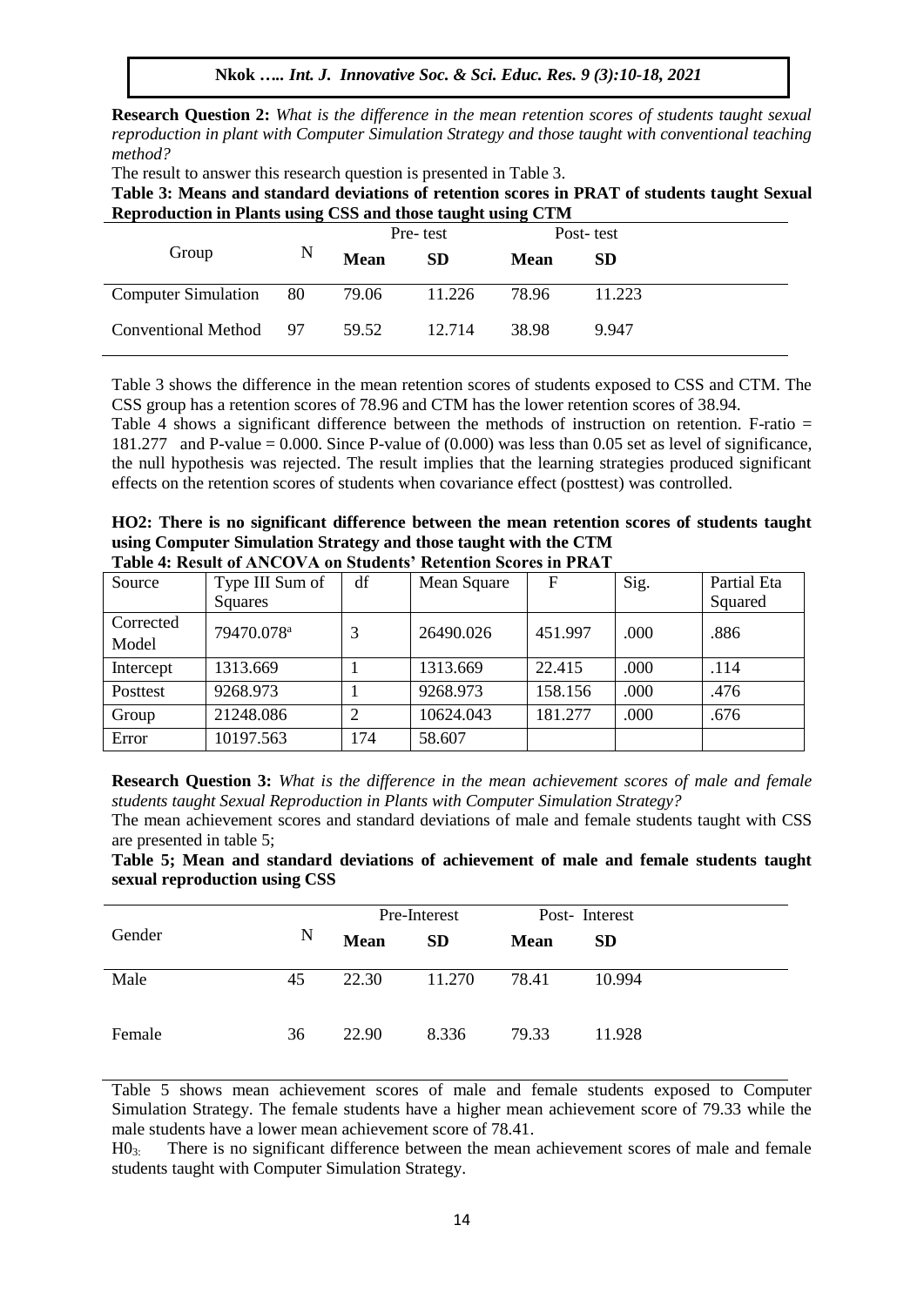**Research Question 2:** *What is the difference in the mean retention scores of students taught sexual reproduction in plant with Computer Simulation Strategy and those taught with conventional teaching method?*

The result to answer this research question is presented in Table 3.

**Table 3: Means and standard deviations of retention scores in PRAT of students taught Sexual Reproduction in Plants using CSS and those taught using CTM**

| Group | N | Pre- test | | Post- test | |
|---|---|---|---|---|---|
| | | **Mean** | **SD** | **Mean** | **SD** |
| Computer Simulation | 80 | 79.06 | 11.226 | 78.96 | 11.223 |
| Conventional Method | 97 | 59.52 | 12.714 | 38.98 | 9.947 |

Table 3 shows the difference in the mean retention scores of students exposed to CSS and CTM. The CSS group has a retention scores of 78.96 and CTM has the lower retention scores of 38.94.

Table 4 shows a significant difference between the methods of instruction on retention. F-ratio = 181.277 and P-value = 0.000. Since P-value of (0.000) was less than 0.05 set as level of significance, the null hypothesis was rejected. The result implies that the learning strategies produced significant effects on the retention scores of students when covariance effect (posttest) was controlled.

**HO2: There is no significant difference between the mean retention scores of students taught using Computer Simulation Strategy and those taught with the CTM**

**Table 4: Result of ANCOVA on Students' Retention Scores in PRAT**

| Source | Type III Sum of Squares | df | Mean Square | F | Sig. | Partial Eta Squared |
|---|---|---|---|---|---|---|
| Corrected Model | 79470.078[a] | 3 | 26490.026 | 451.997 | .000 | .886 |
| Intercept | 1313.669 | 1 | 1313.669 | 22.415 | .000 | .114 |
| Posttest | 9268.973 | 1 | 9268.973 | 158.156 | .000 | .476 |
| Group | 21248.086 | 2 | 10624.043 | 181.277 | .000 | .676 |
| Error | 10197.563 | 174 | 58.607 | | | |

**Research Question 3:** *What is the difference in the mean achievement scores of male and female students taught Sexual Reproduction in Plants with Computer Simulation Strategy?*

The mean achievement scores and standard deviations of male and female students taught with CSS are presented in table 5;

**Table 5; Mean and standard deviations of achievement of male and female students taught sexual reproduction using CSS**

| Gender | N | Pre-Interest | | Post- Interest | |
|---|---|---|---|---|---|
| | | **Mean** | **SD** | **Mean** | **SD** |
| Male | 45 | 22.30 | 11.270 | 78.41 | 10.994 |
| Female | 36 | 22.90 | 8.336 | 79.33 | 11.928 |

Table 5 shows mean achievement scores of male and female students exposed to Computer Simulation Strategy. The female students have a higher mean achievement score of 79.33 while the male students have a lower mean achievement score of 78.41.

$H0_3$: There is no significant difference between the mean achievement scores of male and female students taught with Computer Simulation Strategy.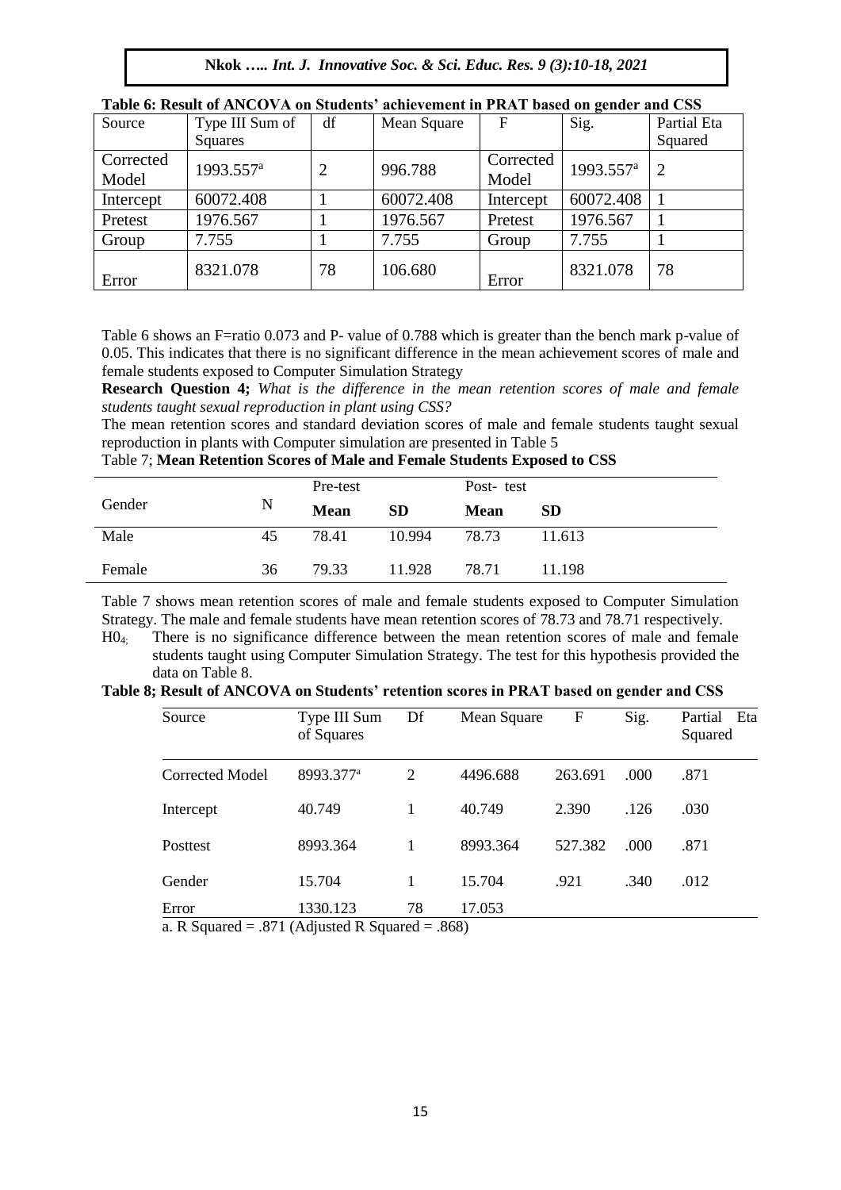**Table 6: Result of ANCOVA on Students' achievement in PRAT based on gender and CSS**

| Source | Type III Sum of Squares | df | Mean Square | F | Sig. | Partial Eta Squared |
|---|---|---|---|---|---|---|
| Corrected Model | 1993.557[a] | 2 | 996.788 | Corrected Model | 1993.557[a] | 2 |
| Intercept | 60072.408 | 1 | 60072.408 | Intercept | 60072.408 | 1 |
| Pretest | 1976.567 | 1 | 1976.567 | Pretest | 1976.567 | 1 |
| Group | 7.755 | 1 | 7.755 | Group | 7.755 | 1 |
| Error | 8321.078 | 78 | 106.680 | Error | 8321.078 | 78 |

Table 6 shows an F=ratio 0.073 and P- value of 0.788 which is greater than the bench mark p-value of 0.05. This indicates that there is no significant difference in the mean achievement scores of male and female students exposed to Computer Simulation Strategy

**Research Question 4;** *What is the difference in the mean retention scores of male and female students taught sexual reproduction in plant using CSS?*

The mean retention scores and standard deviation scores of male and female students taught sexual reproduction in plants with Computer simulation are presented in Table 5

Table 7; **Mean Retention Scores of Male and Female Students Exposed to CSS**

| Gender | N | Pre-test | | Post- test | |
|---|---|---|---|---|---|
| | | **Mean** | **SD** | **Mean** | **SD** |
| Male | 45 | 78.41 | 10.994 | 78.73 | 11.613 |
| Female | 36 | 79.33 | 11.928 | 78.71 | 11.198 |

Table 7 shows mean retention scores of male and female students exposed to Computer Simulation Strategy. The male and female students have mean retention scores of 78.73 and 78.71 respectively.

$H0_4$; There is no significance difference between the mean retention scores of male and female students taught using Computer Simulation Strategy. The test for this hypothesis provided the data on Table 8.

**Table 8; Result of ANCOVA on Students' retention scores in PRAT based on gender and CSS**

| Source | Type III Sum of Squares | Df | Mean Square | F | Sig. | Partial Eta Squared |
|---|---|---|---|---|---|---|
| Corrected Model | 8993.377[a] | 2 | 4496.688 | 263.691 | .000 | .871 |
| Intercept | 40.749 | 1 | 40.749 | 2.390 | .126 | .030 |
| Posttest | 8993.364 | 1 | 8993.364 | 527.382 | .000 | .871 |
| Gender | 15.704 | 1 | 15.704 | .921 | .340 | .012 |
| Error | 1330.123 | 78 | 17.053 | | | |

a. R Squared = .871 (Adjusted R Squared = .868)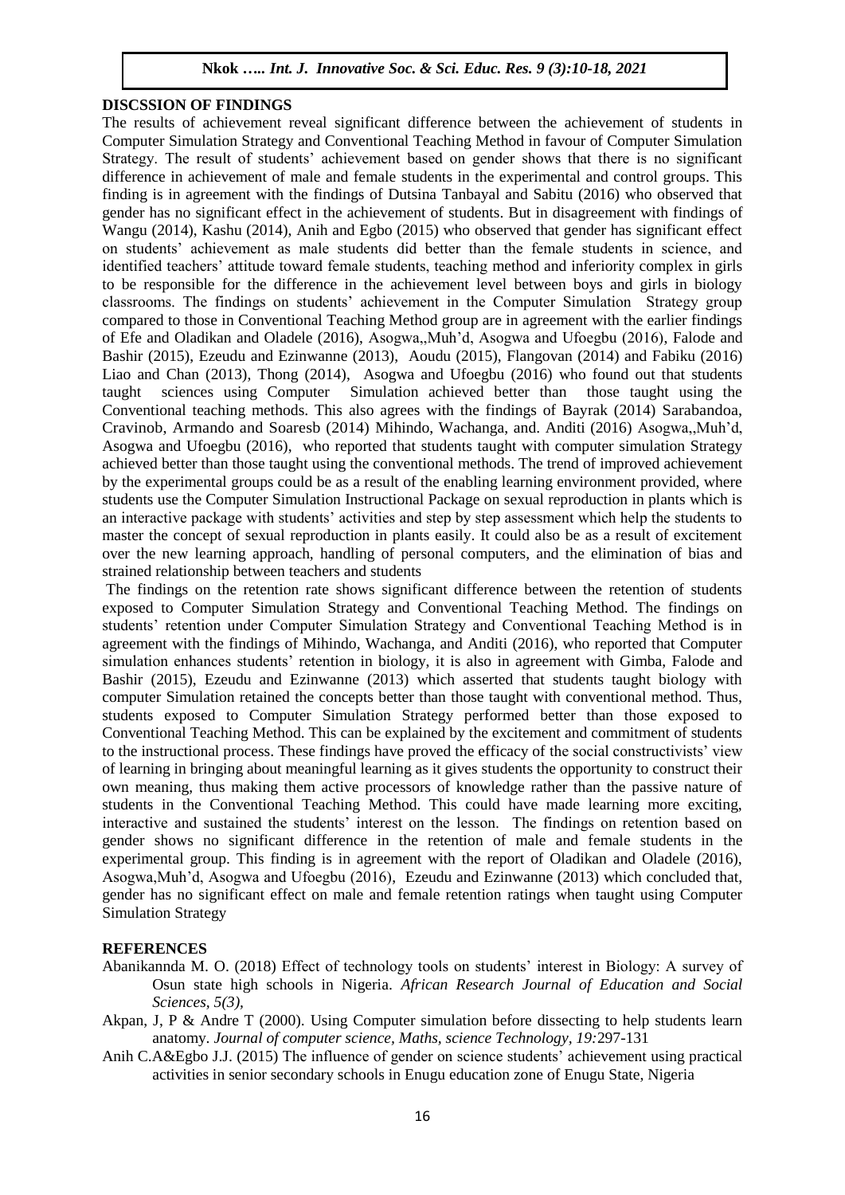## DISCSSION OF FINDINGS

The results of achievement reveal significant difference between the achievement of students in Computer Simulation Strategy and Conventional Teaching Method in favour of Computer Simulation Strategy. The result of students' achievement based on gender shows that there is no significant difference in achievement of male and female students in the experimental and control groups. This finding is in agreement with the findings of Dutsina Tanbayal and Sabitu (2016) who observed that gender has no significant effect in the achievement of students. But in disagreement with findings of Wangu (2014), Kashu (2014), Anih and Egbo (2015) who observed that gender has significant effect on students' achievement as male students did better than the female students in science, and identified teachers' attitude toward female students, teaching method and inferiority complex in girls to be responsible for the difference in the achievement level between boys and girls in biology classrooms. The findings on students' achievement in the Computer Simulation Strategy group compared to those in Conventional Teaching Method group are in agreement with the earlier findings of Efe and Oladikan and Oladele (2016), Asogwa,,Muh'd, Asogwa and Ufoegbu (2016), Falode and Bashir (2015), Ezeudu and Ezinwanne (2013), Aoudu (2015), Flangovan (2014) and Fabiku (2016) Liao and Chan (2013), Thong (2014), Asogwa and Ufoegbu (2016) who found out that students taught sciences using Computer Simulation achieved better than those taught using the Conventional teaching methods. This also agrees with the findings of Bayrak (2014) Sarabandoa, Cravinob, Armando and Soaresb (2014) Mihindo, Wachanga, and. Anditi (2016) Asogwa,,Muh'd, Asogwa and Ufoegbu (2016), who reported that students taught with computer simulation Strategy achieved better than those taught using the conventional methods. The trend of improved achievement by the experimental groups could be as a result of the enabling learning environment provided, where students use the Computer Simulation Instructional Package on sexual reproduction in plants which is an interactive package with students' activities and step by step assessment which help the students to master the concept of sexual reproduction in plants easily. It could also be as a result of excitement over the new learning approach, handling of personal computers, and the elimination of bias and strained relationship between teachers and students

The findings on the retention rate shows significant difference between the retention of students exposed to Computer Simulation Strategy and Conventional Teaching Method. The findings on students' retention under Computer Simulation Strategy and Conventional Teaching Method is in agreement with the findings of Mihindo, Wachanga, and Anditi (2016), who reported that Computer simulation enhances students' retention in biology, it is also in agreement with Gimba, Falode and Bashir (2015), Ezeudu and Ezinwanne (2013) which asserted that students taught biology with computer Simulation retained the concepts better than those taught with conventional method. Thus, students exposed to Computer Simulation Strategy performed better than those exposed to Conventional Teaching Method. This can be explained by the excitement and commitment of students to the instructional process. These findings have proved the efficacy of the social constructivists' view of learning in bringing about meaningful learning as it gives students the opportunity to construct their own meaning, thus making them active processors of knowledge rather than the passive nature of students in the Conventional Teaching Method. This could have made learning more exciting, interactive and sustained the students' interest on the lesson. The findings on retention based on gender shows no significant difference in the retention of male and female students in the experimental group. This finding is in agreement with the report of Oladikan and Oladele (2016), Asogwa,Muh'd, Asogwa and Ufoegbu (2016), Ezeudu and Ezinwanne (2013) which concluded that, gender has no significant effect on male and female retention ratings when taught using Computer Simulation Strategy

## REFERENCES

Abanikannda M. O. (2018) Effect of technology tools on students' interest in Biology: A survey of Osun state high schools in Nigeria. *African Research Journal of Education and Social Sciences, 5(3),*

Akpan, J, P & Andre T (2000). Using Computer simulation before dissecting to help students learn anatomy. *Journal of computer science, Maths, science Technology, 19:*297-131

Anih C.A&Egbo J.J. (2015) The influence of gender on science students' achievement using practical activities in senior secondary schools in Enugu education zone of Enugu State, Nigeria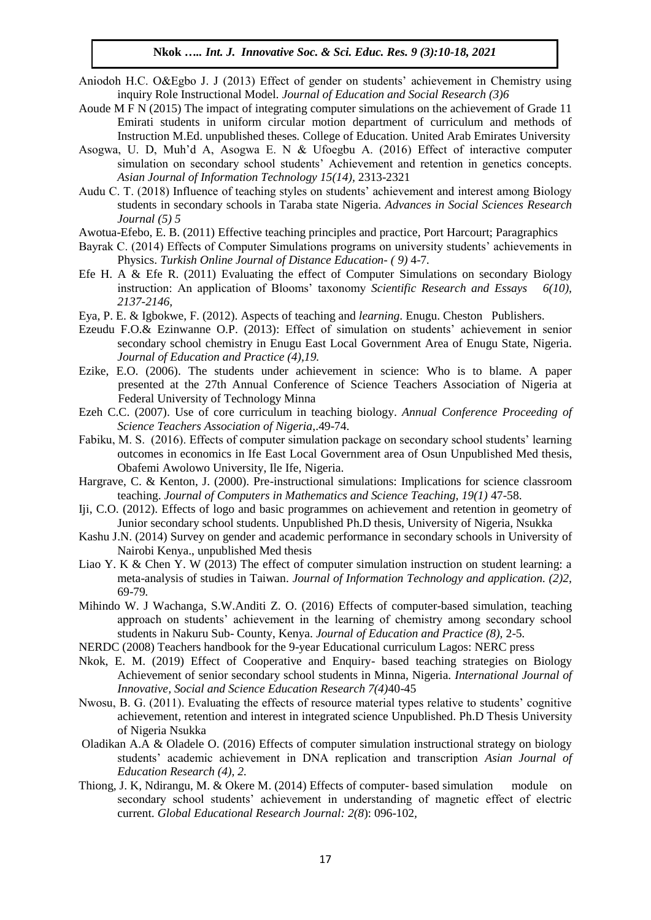Aniodoh H.C. O&Egbo J. J (2013) Effect of gender on students' achievement in Chemistry using inquiry Role Instructional Model. *Journal of Education and Social Research (3)6*

Aoude M F N (2015) The impact of integrating computer simulations on the achievement of Grade 11 Emirati students in uniform circular motion department of curriculum and methods of Instruction M.Ed. unpublished theses. College of Education. United Arab Emirates University

Asogwa, U. D, Muh'd A, Asogwa E. N & Ufoegbu A. (2016) Effect of interactive computer simulation on secondary school students' Achievement and retention in genetics concepts. *Asian Journal of Information Technology 15(14),* 2313-2321

Audu C. T. (2018) Influence of teaching styles on students' achievement and interest among Biology students in secondary schools in Taraba state Nigeria. *Advances in Social Sciences Research Journal (5) 5*

Awotua-Efebo, E. B. (2011) Effective teaching principles and practice, Port Harcourt; Paragraphics

Bayrak C. (2014) Effects of Computer Simulations programs on university students' achievements in Physics. *Turkish Online Journal of Distance Education- ( 9)* 4-7.

Efe H. A & Efe R. (2011) Evaluating the effect of Computer Simulations on secondary Biology instruction: An application of Blooms' taxonomy *Scientific Research and Essays 6(10), 2137-2146,*

Eya, P. E. & Igbokwe, F. (2012). Aspects of teaching and *learning*. Enugu. Cheston Publishers.

Ezeudu F.O.& Ezinwanne O.P. (2013): Effect of simulation on students' achievement in senior secondary school chemistry in Enugu East Local Government Area of Enugu State, Nigeria. *Journal of Education and Practice (4),19.*

Ezike, E.O. (2006). The students under achievement in science: Who is to blame. A paper presented at the 27th Annual Conference of Science Teachers Association of Nigeria at Federal University of Technology Minna

Ezeh C.C. (2007). Use of core curriculum in teaching biology. *Annual Conference Proceeding of Science Teachers Association of Nigeria*,.49-74.

Fabiku, M. S. (2016). Effects of computer simulation package on secondary school students' learning outcomes in economics in Ife East Local Government area of Osun Unpublished Med thesis, Obafemi Awolowo University, Ile Ife, Nigeria.

Hargrave, C. & Kenton, J. (2000). Pre-instructional simulations: Implications for science classroom teaching. *Journal of Computers in Mathematics and Science Teaching, 19(1)* 47-58.

Iji, C.O. (2012). Effects of logo and basic programmes on achievement and retention in geometry of Junior secondary school students. Unpublished Ph.D thesis, University of Nigeria, Nsukka

Kashu J.N. (2014) Survey on gender and academic performance in secondary schools in University of Nairobi Kenya., unpublished Med thesis

Liao Y. K & Chen Y. W (2013) The effect of computer simulation instruction on student learning: a meta-analysis of studies in Taiwan. *Journal of Information Technology and application. (2)2,* 69-79.

Mihindo W. J Wachanga, S.W.Anditi Z. O. (2016) Effects of computer-based simulation, teaching approach on students' achievement in the learning of chemistry among secondary school students in Nakuru Sub- County, Kenya. *Journal of Education and Practice (8),* 2-5.

NERDC (2008) Teachers handbook for the 9-year Educational curriculum Lagos: NERC press

Nkok, E. M. (2019) Effect of Cooperative and Enquiry- based teaching strategies on Biology Achievement of senior secondary school students in Minna, Nigeria. *International Journal of Innovative, Social and Science Education Research 7(4)*40-45

Nwosu, B. G. (2011). Evaluating the effects of resource material types relative to students' cognitive achievement, retention and interest in integrated science Unpublished. Ph.D Thesis University of Nigeria Nsukka

Oladikan A.A & Oladele O. (2016) Effects of computer simulation instructional strategy on biology students' academic achievement in DNA replication and transcription *Asian Journal of Education Research (4), 2.*

Thiong, J. K, Ndirangu, M. & Okere M. (2014) Effects of computer- based simulation module on secondary school students' achievement in understanding of magnetic effect of electric current. *Global Educational Research Journal: 2(8*): 096-102,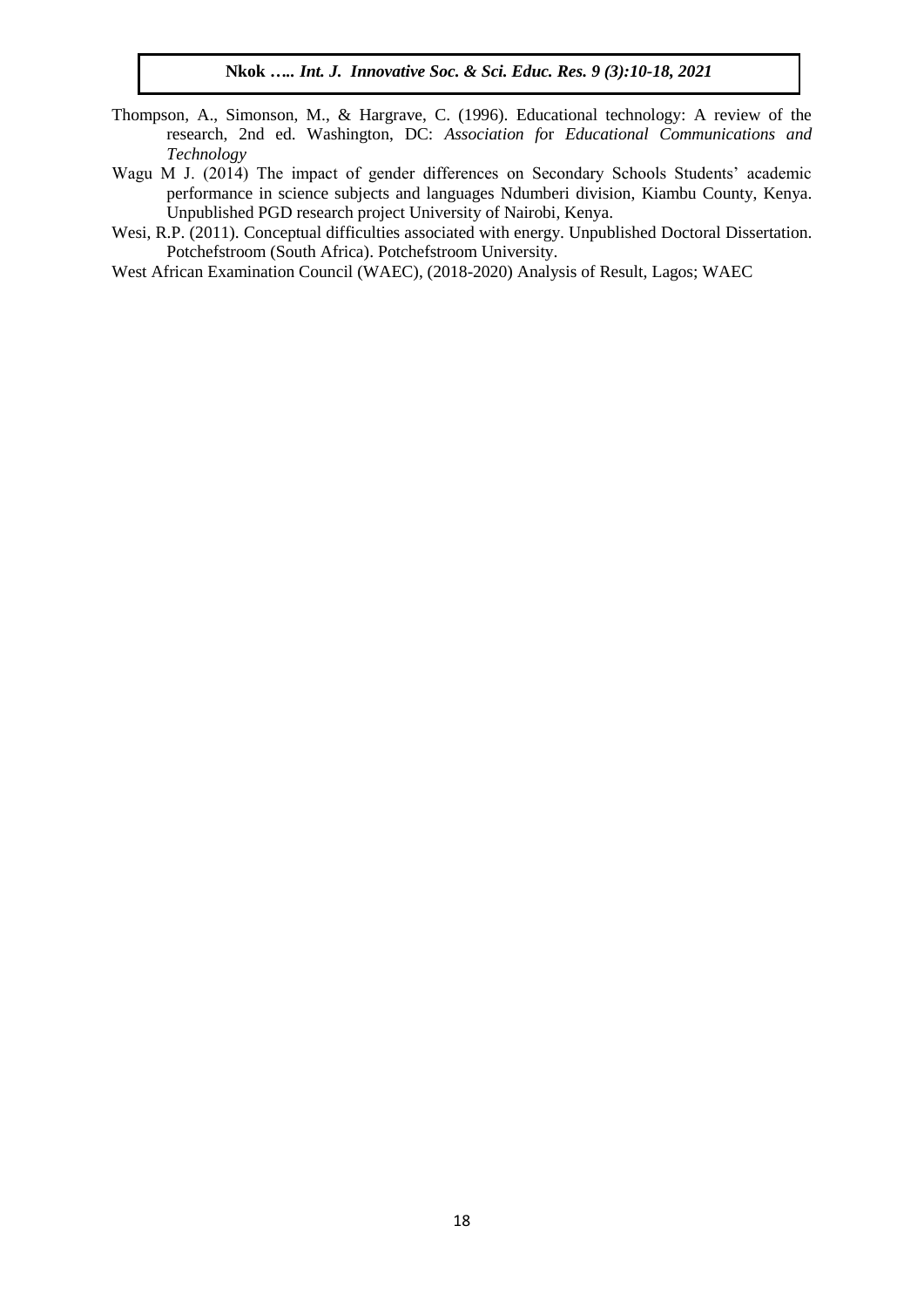Thompson, A., Simonson, M., & Hargrave, C. (1996). Educational technology: A review of the research, 2nd ed. Washington, DC: *Association for Educational Communications and Technology*

Wagu M J. (2014) The impact of gender differences on Secondary Schools Students' academic performance in science subjects and languages Ndumberi division, Kiambu County, Kenya. Unpublished PGD research project University of Nairobi, Kenya.

Wesi, R.P. (2011). Conceptual difficulties associated with energy. Unpublished Doctoral Dissertation. Potchefstroom (South Africa). Potchefstroom University.

West African Examination Council (WAEC), (2018-2020) Analysis of Result, Lagos; WAEC